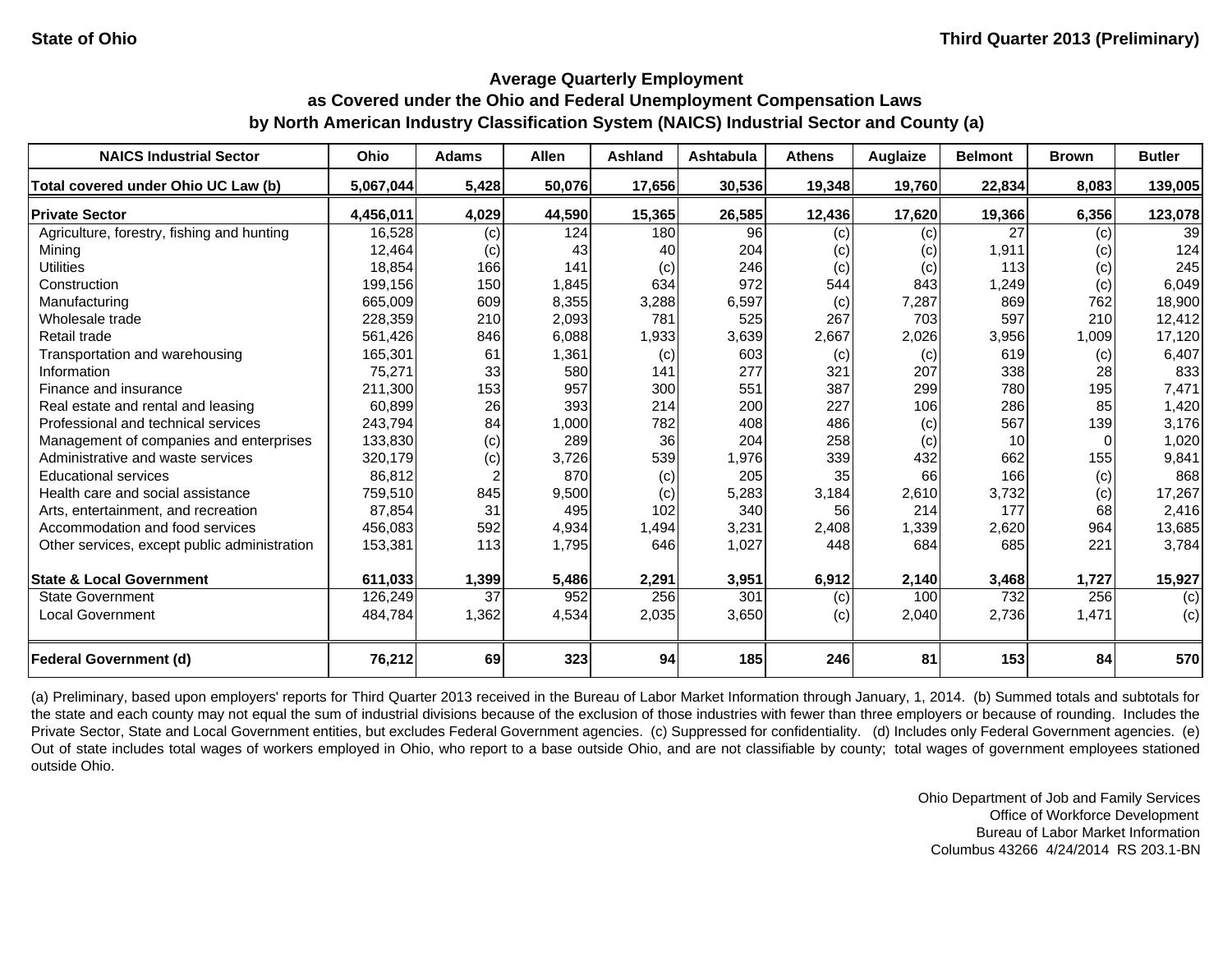State of Ohio

Third Quarter 2013 (Preliminary)

## Average Quarterly Employment
## as Covered under the Ohio and Federal Unemployment Compensation Laws
## by North American Industry Classification System (NAICS) Industrial Sector and County (a)

| NAICS Industrial Sector | Ohio | Adams | Allen | Ashland | Ashtabula | Athens | Auglaize | Belmont | Brown | Butler |
|---|---|---|---|---|---|---|---|---|---|---|
| **Total covered under Ohio UC Law (b)** | **5,067,044** | **5,428** | **50,076** | **17,656** | **30,536** | **19,348** | **19,760** | **22,834** | **8,083** | **139,005** |
| **Private Sector** | **4,456,011** | **4,029** | **44,590** | **15,365** | **26,585** | **12,436** | **17,620** | **19,366** | **6,356** | **123,078** |
| Agriculture, forestry, fishing and hunting | 16,528 | (c) | 124 | 180 | 96 | (c) | (c) | 27 | (c) | 39 |
| Mining | 12,464 | (c) | 43 | 40 | 204 | (c) | (c) | 1,911 | (c) | 124 |
| Utilities | 18,854 | 166 | 141 | (c) | 246 | (c) | (c) | 113 | (c) | 245 |
| Construction | 199,156 | 150 | 1,845 | 634 | 972 | 544 | 843 | 1,249 | (c) | 6,049 |
| Manufacturing | 665,009 | 609 | 8,355 | 3,288 | 6,597 | (c) | 7,287 | 869 | 762 | 18,900 |
| Wholesale trade | 228,359 | 210 | 2,093 | 781 | 525 | 267 | 703 | 597 | 210 | 12,412 |
| Retail trade | 561,426 | 846 | 6,088 | 1,933 | 3,639 | 2,667 | 2,026 | 3,956 | 1,009 | 17,120 |
| Transportation and warehousing | 165,301 | 61 | 1,361 | (c) | 603 | (c) | (c) | 619 | (c) | 6,407 |
| Information | 75,271 | 33 | 580 | 141 | 277 | 321 | 207 | 338 | 28 | 833 |
| Finance and insurance | 211,300 | 153 | 957 | 300 | 551 | 387 | 299 | 780 | 195 | 7,471 |
| Real estate and rental and leasing | 60,899 | 26 | 393 | 214 | 200 | 227 | 106 | 286 | 85 | 1,420 |
| Professional and technical services | 243,794 | 84 | 1,000 | 782 | 408 | 486 | (c) | 567 | 139 | 3,176 |
| Management of companies and enterprises | 133,830 | (c) | 289 | 36 | 204 | 258 | (c) | 10 | 0 | 1,020 |
| Administrative and waste services | 320,179 | (c) | 3,726 | 539 | 1,976 | 339 | 432 | 662 | 155 | 9,841 |
| Educational services | 86,812 | 2 | 870 | (c) | 205 | 35 | 66 | 166 | (c) | 868 |
| Health care and social assistance | 759,510 | 845 | 9,500 | (c) | 5,283 | 3,184 | 2,610 | 3,732 | (c) | 17,267 |
| Arts, entertainment, and recreation | 87,854 | 31 | 495 | 102 | 340 | 56 | 214 | 177 | 68 | 2,416 |
| Accommodation and food services | 456,083 | 592 | 4,934 | 1,494 | 3,231 | 2,408 | 1,339 | 2,620 | 964 | 13,685 |
| Other services, except public administration | 153,381 | 113 | 1,795 | 646 | 1,027 | 448 | 684 | 685 | 221 | 3,784 |
| **State & Local Government** | **611,033** | **1,399** | **5,486** | **2,291** | **3,951** | **6,912** | **2,140** | **3,468** | **1,727** | **15,927** |
| State Government | 126,249 | 37 | 952 | 256 | 301 | (c) | 100 | 732 | 256 | (c) |
| Local Government | 484,784 | 1,362 | 4,534 | 2,035 | 3,650 | (c) | 2,040 | 2,736 | 1,471 | (c) |
| **Federal Government (d)** | **76,212** | **69** | **323** | **94** | **185** | **246** | **81** | **153** | **84** | **570** |

(a) Preliminary, based upon employers' reports for Third Quarter 2013 received in the Bureau of Labor Market Information through January, 1, 2014. (b) Summed totals and subtotals for the state and each county may not equal the sum of industrial divisions because of the exclusion of those industries with fewer than three employers or because of rounding. Includes the Private Sector, State and Local Government entities, but excludes Federal Government agencies. (c) Suppressed for confidentiality. (d) Includes only Federal Government agencies. (e) Out of state includes total wages of workers employed in Ohio, who report to a base outside Ohio, and are not classifiable by county; total wages of government employees stationed outside Ohio.

Ohio Department of Job and Family Services
Office of Workforce Development
Bureau of Labor Market Information
Columbus 43266 4/24/2014 RS 203.1-BN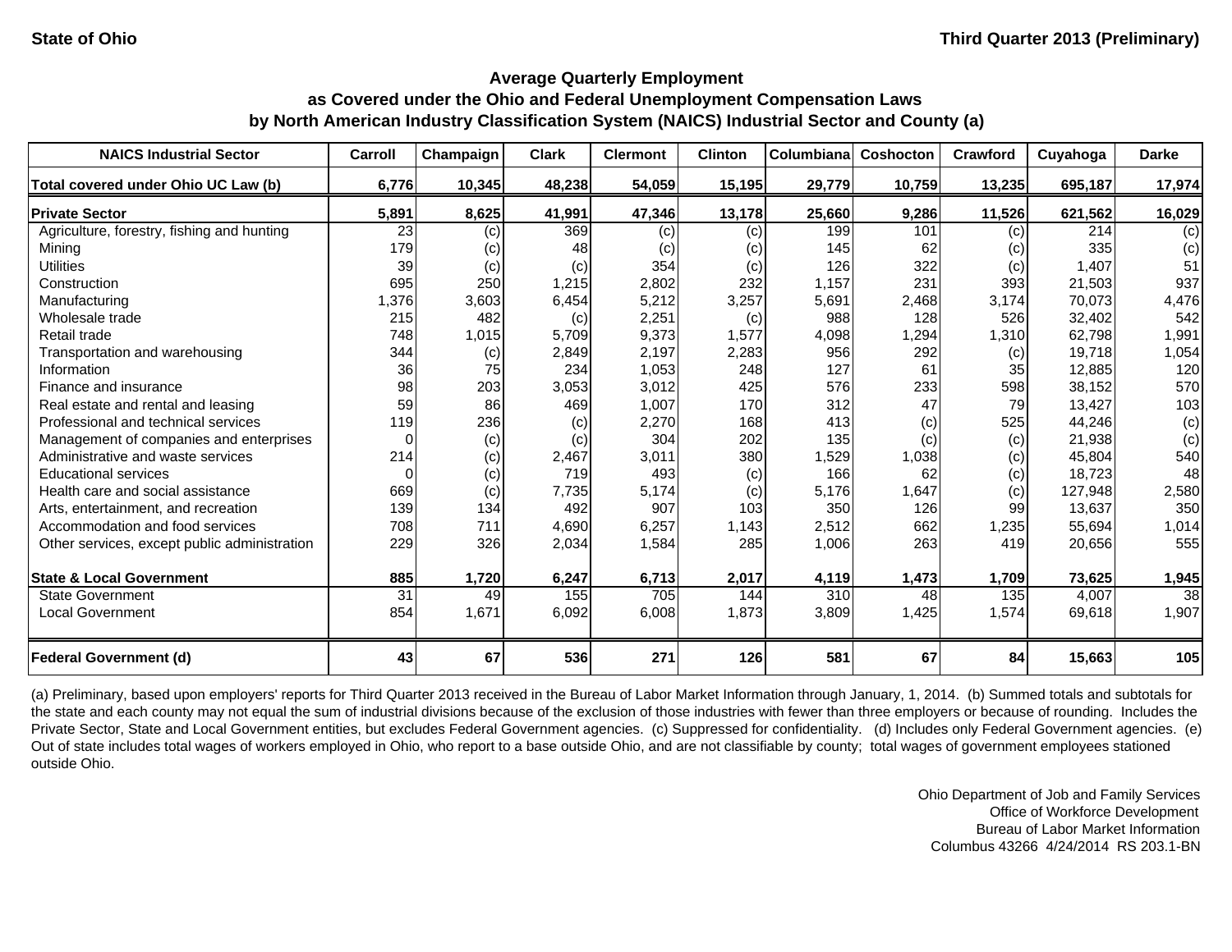State of Ohio | Third Quarter 2013 (Preliminary)

## Average Quarterly Employment as Covered under the Ohio and Federal Unemployment Compensation Laws by North American Industry Classification System (NAICS) Industrial Sector and County (a)

| NAICS Industrial Sector | Carroll | Champaign | Clark | Clermont | Clinton | Columbiana | Coshocton | Crawford | Cuyahoga | Darke |
|---|---|---|---|---|---|---|---|---|---|---|
| **Total covered under Ohio UC Law (b)** | **6,776** | **10,345** | **48,238** | **54,059** | **15,195** | **29,779** | **10,759** | **13,235** | **695,187** | **17,974** |
| **Private Sector** | **5,891** | **8,625** | **41,991** | **47,346** | **13,178** | **25,660** | **9,286** | **11,526** | **621,562** | **16,029** |
| Agriculture, forestry, fishing and hunting | 23 | (c) | 369 | (c) | (c) | 199 | 101 | (c) | 214 | (c) |
| Mining | 179 | (c) | 48 | (c) | (c) | 145 | 62 | (c) | 335 | (c) |
| Utilities | 39 | (c) | (c) | 354 | (c) | 126 | 322 | (c) | 1,407 | 51 |
| Construction | 695 | 250 | 1,215 | 2,802 | 232 | 1,157 | 231 | 393 | 21,503 | 937 |
| Manufacturing | 1,376 | 3,603 | 6,454 | 5,212 | 3,257 | 5,691 | 2,468 | 3,174 | 70,073 | 4,476 |
| Wholesale trade | 215 | 482 | (c) | 2,251 | (c) | 988 | 128 | 526 | 32,402 | 542 |
| Retail trade | 748 | 1,015 | 5,709 | 9,373 | 1,577 | 4,098 | 1,294 | 1,310 | 62,798 | 1,991 |
| Transportation and warehousing | 344 | (c) | 2,849 | 2,197 | 2,283 | 956 | 292 | (c) | 19,718 | 1,054 |
| Information | 36 | 75 | 234 | 1,053 | 248 | 127 | 61 | 35 | 12,885 | 120 |
| Finance and insurance | 98 | 203 | 3,053 | 3,012 | 425 | 576 | 233 | 598 | 38,152 | 570 |
| Real estate and rental and leasing | 59 | 86 | 469 | 1,007 | 170 | 312 | 47 | 79 | 13,427 | 103 |
| Professional and technical services | 119 | 236 | (c) | 2,270 | 168 | 413 | (c) | 525 | 44,246 | (c) |
| Management of companies and enterprises | 0 | (c) | (c) | 304 | 202 | 135 | (c) | (c) | 21,938 | (c) |
| Administrative and waste services | 214 | (c) | 2,467 | 3,011 | 380 | 1,529 | 1,038 | (c) | 45,804 | 540 |
| Educational services | 0 | (c) | 719 | 493 | (c) | 166 | 62 | (c) | 18,723 | 48 |
| Health care and social assistance | 669 | (c) | 7,735 | 5,174 | (c) | 5,176 | 1,647 | (c) | 127,948 | 2,580 |
| Arts, entertainment, and recreation | 139 | 134 | 492 | 907 | 103 | 350 | 126 | 99 | 13,637 | 350 |
| Accommodation and food services | 708 | 711 | 4,690 | 6,257 | 1,143 | 2,512 | 662 | 1,235 | 55,694 | 1,014 |
| Other services, except public administration | 229 | 326 | 2,034 | 1,584 | 285 | 1,006 | 263 | 419 | 20,656 | 555 |
| **State & Local Government** | **885** | **1,720** | **6,247** | **6,713** | **2,017** | **4,119** | **1,473** | **1,709** | **73,625** | **1,945** |
| State Government | 31 | 49 | 155 | 705 | 144 | 310 | 48 | 135 | 4,007 | 38 |
| Local Government | 854 | 1,671 | 6,092 | 6,008 | 1,873 | 3,809 | 1,425 | 1,574 | 69,618 | 1,907 |
| **Federal Government (d)** | **43** | **67** | **536** | **271** | **126** | **581** | **67** | **84** | **15,663** | **105** |

(a) Preliminary, based upon employers' reports for Third Quarter 2013 received in the Bureau of Labor Market Information through January, 1, 2014. (b) Summed totals and subtotals for the state and each county may not equal the sum of industrial divisions because of the exclusion of those industries with fewer than three employers or because of rounding. Includes the Private Sector, State and Local Government entities, but excludes Federal Government agencies. (c) Suppressed for confidentiality. (d) Includes only Federal Government agencies. (e) Out of state includes total wages of workers employed in Ohio, who report to a base outside Ohio, and are not classifiable by county; total wages of government employees stationed outside Ohio.

Ohio Department of Job and Family Services
Office of Workforce Development
Bureau of Labor Market Information
Columbus 43266 4/24/2014 RS 203.1-BN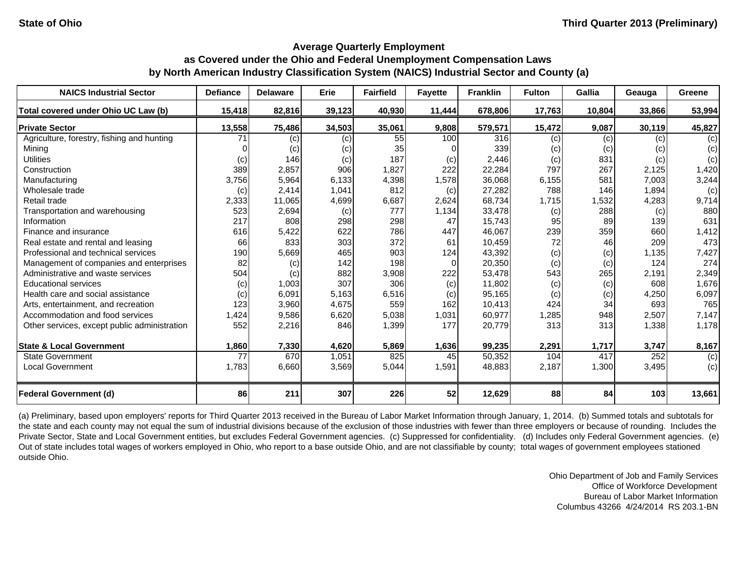State of Ohio

Third Quarter 2013 (Preliminary)

## Average Quarterly Employment as Covered under the Ohio and Federal Unemployment Compensation Laws by North American Industry Classification System (NAICS) Industrial Sector and County (a)

| NAICS Industrial Sector | Defiance | Delaware | Erie | Fairfield | Fayette | Franklin | Fulton | Gallia | Geauga | Greene |
|---|---|---|---|---|---|---|---|---|---|---|
| **Total covered under Ohio UC Law (b)** | **15,418** | **82,816** | **39,123** | **40,930** | **11,444** | **678,806** | **17,763** | **10,804** | **33,866** | **53,994** |
| **Private Sector** | **13,558** | **75,486** | **34,503** | **35,061** | **9,808** | **579,571** | **15,472** | **9,087** | **30,119** | **45,827** |
| Agriculture, forestry, fishing and hunting | 71 | (c) | (c) | 55 | 100 | 316 | (c) | (c) | (c) | (c) |
| Mining | 0 | (c) | (c) | 35 | 0 | 339 | (c) | (c) | (c) | (c) |
| Utilities | (c) | 146 | (c) | 187 | (c) | 2,446 | (c) | 831 | (c) | (c) |
| Construction | 389 | 2,857 | 906 | 1,827 | 222 | 22,284 | 797 | 267 | 2,125 | 1,420 |
| Manufacturing | 3,756 | 5,964 | 6,133 | 4,398 | 1,578 | 36,068 | 6,155 | 581 | 7,003 | 3,244 |
| Wholesale trade | (c) | 2,414 | 1,041 | 812 | (c) | 27,282 | 788 | 146 | 1,894 | (c) |
| Retail trade | 2,333 | 11,065 | 4,699 | 6,687 | 2,624 | 68,734 | 1,715 | 1,532 | 4,283 | 9,714 |
| Transportation and warehousing | 523 | 2,694 | (c) | 777 | 1,134 | 33,478 | (c) | 288 | (c) | 880 |
| Information | 217 | 808 | 298 | 298 | 47 | 15,743 | 95 | 89 | 139 | 631 |
| Finance and insurance | 616 | 5,422 | 622 | 786 | 447 | 46,067 | 239 | 359 | 660 | 1,412 |
| Real estate and rental and leasing | 66 | 833 | 303 | 372 | 61 | 10,459 | 72 | 46 | 209 | 473 |
| Professional and technical services | 190 | 5,669 | 465 | 903 | 124 | 43,392 | (c) | (c) | 1,135 | 7,427 |
| Management of companies and enterprises | 82 | (c) | 142 | 198 | 0 | 20,350 | (c) | (c) | 124 | 274 |
| Administrative and waste services | 504 | (c) | 882 | 3,908 | 222 | 53,478 | 543 | 265 | 2,191 | 2,349 |
| Educational services | (c) | 1,003 | 307 | 306 | (c) | 11,802 | (c) | (c) | 608 | 1,676 |
| Health care and social assistance | (c) | 6,091 | 5,163 | 6,516 | (c) | 95,165 | (c) | (c) | 4,250 | 6,097 |
| Arts, entertainment, and recreation | 123 | 3,960 | 4,675 | 559 | 162 | 10,413 | 424 | 34 | 693 | 765 |
| Accommodation and food services | 1,424 | 9,586 | 6,620 | 5,038 | 1,031 | 60,977 | 1,285 | 948 | 2,507 | 7,147 |
| Other services, except public administration | 552 | 2,216 | 846 | 1,399 | 177 | 20,779 | 313 | 313 | 1,338 | 1,178 |
| **State & Local Government** | **1,860** | **7,330** | **4,620** | **5,869** | **1,636** | **99,235** | **2,291** | **1,717** | **3,747** | **8,167** |
| State Government | 77 | 670 | 1,051 | 825 | 45 | 50,352 | 104 | 417 | 252 | (c) |
| Local Government | 1,783 | 6,660 | 3,569 | 5,044 | 1,591 | 48,883 | 2,187 | 1,300 | 3,495 | (c) |
| **Federal Government (d)** | **86** | **211** | **307** | **226** | **52** | **12,629** | **88** | **84** | **103** | **13,661** |

(a) Preliminary, based upon employers' reports for Third Quarter 2013 received in the Bureau of Labor Market Information through January, 1, 2014. (b) Summed totals and subtotals for the state and each county may not equal the sum of industrial divisions because of the exclusion of those industries with fewer than three employers or because of rounding. Includes the Private Sector, State and Local Government entities, but excludes Federal Government agencies. (c) Suppressed for confidentiality. (d) Includes only Federal Government agencies. (e) Out of state includes total wages of workers employed in Ohio, who report to a base outside Ohio, and are not classifiable by county; total wages of government employees stationed outside Ohio.

Ohio Department of Job and Family Services
Office of Workforce Development
Bureau of Labor Market Information
Columbus 43266 4/24/2014 RS 203.1-BN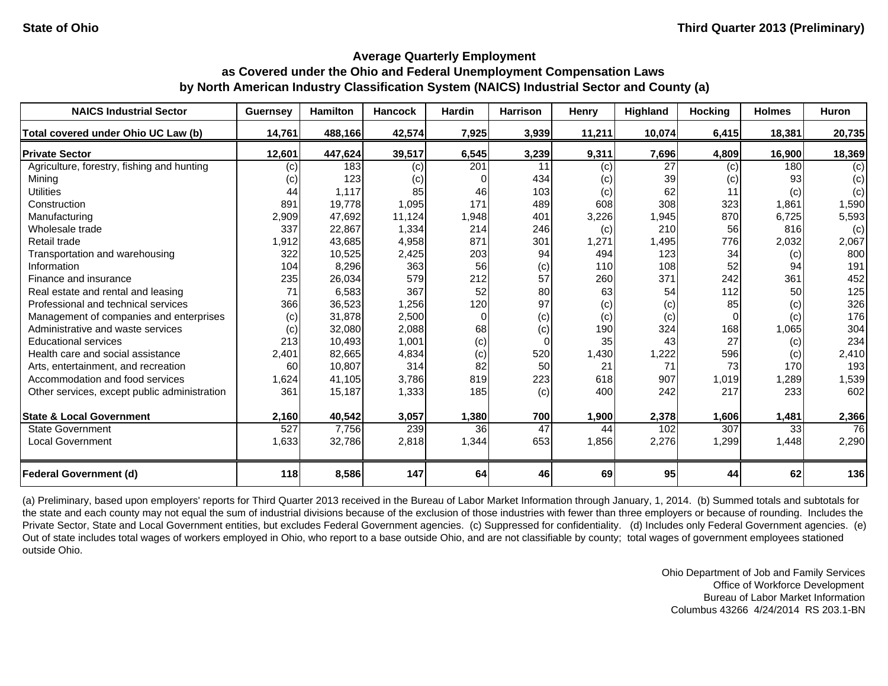State of Ohio — Third Quarter 2013 (Preliminary)

## Average Quarterly Employment as Covered under the Ohio and Federal Unemployment Compensation Laws by North American Industry Classification System (NAICS) Industrial Sector and County (a)

| NAICS Industrial Sector | Guernsey | Hamilton | Hancock | Hardin | Harrison | Henry | Highland | Hocking | Holmes | Huron |
|---|---|---|---|---|---|---|---|---|---|---|
| **Total covered under Ohio UC Law (b)** | **14,761** | **488,166** | **42,574** | **7,925** | **3,939** | **11,211** | **10,074** | **6,415** | **18,381** | **20,735** |
| **Private Sector** | **12,601** | **447,624** | **39,517** | **6,545** | **3,239** | **9,311** | **7,696** | **4,809** | **16,900** | **18,369** |
| Agriculture, forestry, fishing and hunting | (c) | 183 | (c) | 201 | 11 | (c) | 27 | (c) | 180 | (c) |
| Mining | (c) | 123 | (c) | 0 | 434 | (c) | 39 | (c) | 93 | (c) |
| Utilities | 44 | 1,117 | 85 | 46 | 103 | (c) | 62 | 11 | (c) | (c) |
| Construction | 891 | 19,778 | 1,095 | 171 | 489 | 608 | 308 | 323 | 1,861 | 1,590 |
| Manufacturing | 2,909 | 47,692 | 11,124 | 1,948 | 401 | 3,226 | 1,945 | 870 | 6,725 | 5,593 |
| Wholesale trade | 337 | 22,867 | 1,334 | 214 | 246 | (c) | 210 | 56 | 816 | (c) |
| Retail trade | 1,912 | 43,685 | 4,958 | 871 | 301 | 1,271 | 1,495 | 776 | 2,032 | 2,067 |
| Transportation and warehousing | 322 | 10,525 | 2,425 | 203 | 94 | 494 | 123 | 34 | (c) | 800 |
| Information | 104 | 8,296 | 363 | 56 | (c) | 110 | 108 | 52 | 94 | 191 |
| Finance and insurance | 235 | 26,034 | 579 | 212 | 57 | 260 | 371 | 242 | 361 | 452 |
| Real estate and rental and leasing | 71 | 6,583 | 367 | 52 | 80 | 63 | 54 | 112 | 50 | 125 |
| Professional and technical services | 366 | 36,523 | 1,256 | 120 | 97 | (c) | (c) | 85 | (c) | 326 |
| Management of companies and enterprises | (c) | 31,878 | 2,500 | 0 | (c) | (c) | (c) | 0 | (c) | 176 |
| Administrative and waste services | (c) | 32,080 | 2,088 | 68 | (c) | 190 | 324 | 168 | 1,065 | 304 |
| Educational services | 213 | 10,493 | 1,001 | (c) | 0 | 35 | 43 | 27 | (c) | 234 |
| Health care and social assistance | 2,401 | 82,665 | 4,834 | (c) | 520 | 1,430 | 1,222 | 596 | (c) | 2,410 |
| Arts, entertainment, and recreation | 60 | 10,807 | 314 | 82 | 50 | 21 | 71 | 73 | 170 | 193 |
| Accommodation and food services | 1,624 | 41,105 | 3,786 | 819 | 223 | 618 | 907 | 1,019 | 1,289 | 1,539 |
| Other services, except public administration | 361 | 15,187 | 1,333 | 185 | (c) | 400 | 242 | 217 | 233 | 602 |
| **State & Local Government** | **2,160** | **40,542** | **3,057** | **1,380** | **700** | **1,900** | **2,378** | **1,606** | **1,481** | **2,366** |
| State Government | 527 | 7,756 | 239 | 36 | 47 | 44 | 102 | 307 | 33 | 76 |
| Local Government | 1,633 | 32,786 | 2,818 | 1,344 | 653 | 1,856 | 2,276 | 1,299 | 1,448 | 2,290 |
| **Federal Government (d)** | **118** | **8,586** | **147** | **64** | **46** | **69** | **95** | **44** | **62** | **136** |

(a) Preliminary, based upon employers' reports for Third Quarter 2013 received in the Bureau of Labor Market Information through January, 1, 2014. (b) Summed totals and subtotals for the state and each county may not equal the sum of industrial divisions because of the exclusion of those industries with fewer than three employers or because of rounding. Includes the Private Sector, State and Local Government entities, but excludes Federal Government agencies. (c) Suppressed for confidentiality. (d) Includes only Federal Government agencies. (e) Out of state includes total wages of workers employed in Ohio, who report to a base outside Ohio, and are not classifiable by county; total wages of government employees stationed outside Ohio.

Ohio Department of Job and Family Services
Office of Workforce Development
Bureau of Labor Market Information
Columbus 43266 4/24/2014 RS 203.1-BN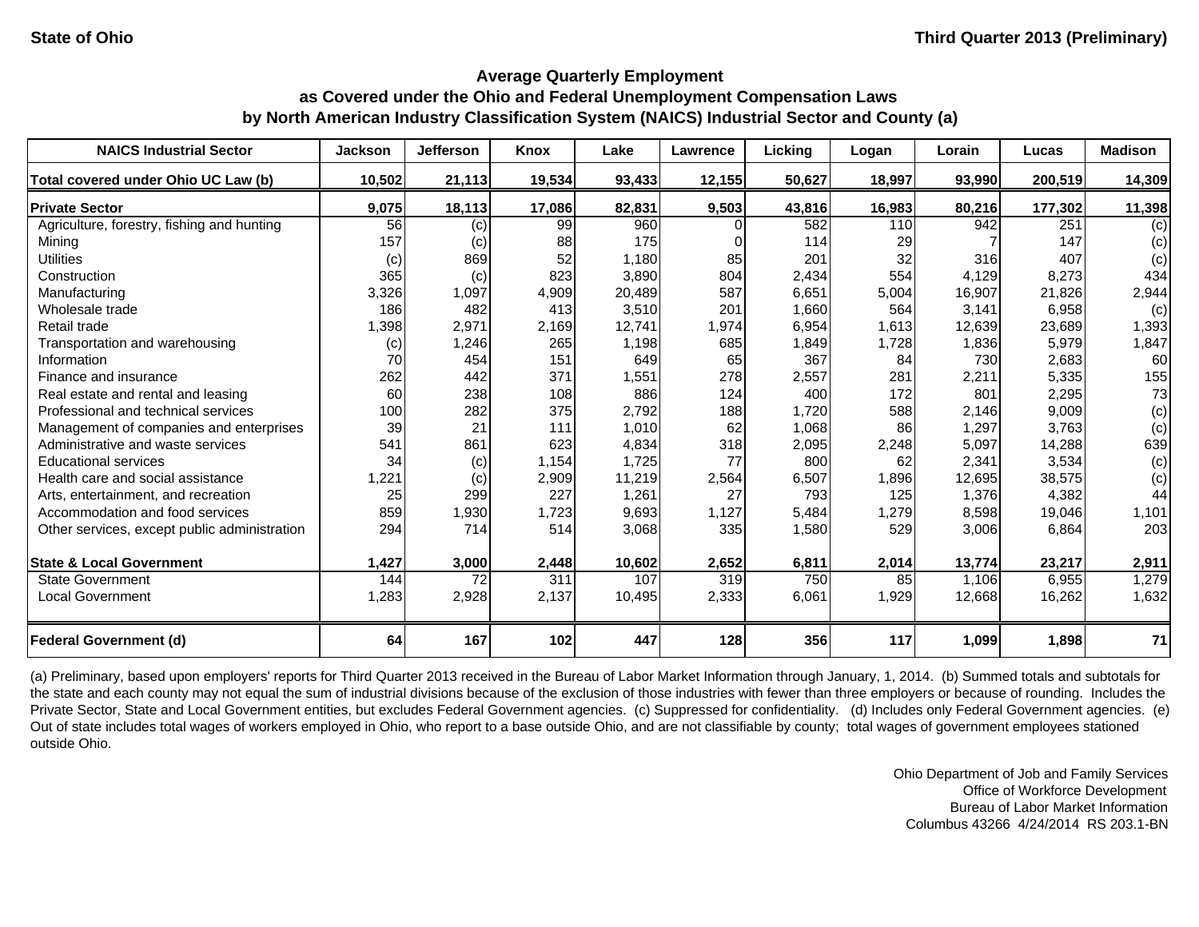State of Ohio

Third Quarter 2013 (Preliminary)

## Average Quarterly Employment
## as Covered under the Ohio and Federal Unemployment Compensation Laws
## by North American Industry Classification System (NAICS) Industrial Sector and County (a)

| NAICS Industrial Sector | Jackson | Jefferson | Knox | Lake | Lawrence | Licking | Logan | Lorain | Lucas | Madison |
|---|---|---|---|---|---|---|---|---|---|---|
| **Total covered under Ohio UC Law (b)** | **10,502** | **21,113** | **19,534** | **93,433** | **12,155** | **50,627** | **18,997** | **93,990** | **200,519** | **14,309** |
| **Private Sector** | **9,075** | **18,113** | **17,086** | **82,831** | **9,503** | **43,816** | **16,983** | **80,216** | **177,302** | **11,398** |
| Agriculture, forestry, fishing and hunting | 56 | (c) | 99 | 960 | 0 | 582 | 110 | 942 | 251 | (c) |
| Mining | 157 | (c) | 88 | 175 | 0 | 114 | 29 | 7 | 147 | (c) |
| Utilities | (c) | 869 | 52 | 1,180 | 85 | 201 | 32 | 316 | 407 | (c) |
| Construction | 365 | (c) | 823 | 3,890 | 804 | 2,434 | 554 | 4,129 | 8,273 | 434 |
| Manufacturing | 3,326 | 1,097 | 4,909 | 20,489 | 587 | 6,651 | 5,004 | 16,907 | 21,826 | 2,944 |
| Wholesale trade | 186 | 482 | 413 | 3,510 | 201 | 1,660 | 564 | 3,141 | 6,958 | (c) |
| Retail trade | 1,398 | 2,971 | 2,169 | 12,741 | 1,974 | 6,954 | 1,613 | 12,639 | 23,689 | 1,393 |
| Transportation and warehousing | (c) | 1,246 | 265 | 1,198 | 685 | 1,849 | 1,728 | 1,836 | 5,979 | 1,847 |
| Information | 70 | 454 | 151 | 649 | 65 | 367 | 84 | 730 | 2,683 | 60 |
| Finance and insurance | 262 | 442 | 371 | 1,551 | 278 | 2,557 | 281 | 2,211 | 5,335 | 155 |
| Real estate and rental and leasing | 60 | 238 | 108 | 886 | 124 | 400 | 172 | 801 | 2,295 | 73 |
| Professional and technical services | 100 | 282 | 375 | 2,792 | 188 | 1,720 | 588 | 2,146 | 9,009 | (c) |
| Management of companies and enterprises | 39 | 21 | 111 | 1,010 | 62 | 1,068 | 86 | 1,297 | 3,763 | (c) |
| Administrative and waste services | 541 | 861 | 623 | 4,834 | 318 | 2,095 | 2,248 | 5,097 | 14,288 | 639 |
| Educational services | 34 | (c) | 1,154 | 1,725 | 77 | 800 | 62 | 2,341 | 3,534 | (c) |
| Health care and social assistance | 1,221 | (c) | 2,909 | 11,219 | 2,564 | 6,507 | 1,896 | 12,695 | 38,575 | (c) |
| Arts, entertainment, and recreation | 25 | 299 | 227 | 1,261 | 27 | 793 | 125 | 1,376 | 4,382 | 44 |
| Accommodation and food services | 859 | 1,930 | 1,723 | 9,693 | 1,127 | 5,484 | 1,279 | 8,598 | 19,046 | 1,101 |
| Other services, except public administration | 294 | 714 | 514 | 3,068 | 335 | 1,580 | 529 | 3,006 | 6,864 | 203 |
| **State & Local Government** | **1,427** | **3,000** | **2,448** | **10,602** | **2,652** | **6,811** | **2,014** | **13,774** | **23,217** | **2,911** |
| State Government | 144 | 72 | 311 | 107 | 319 | 750 | 85 | 1,106 | 6,955 | 1,279 |
| Local Government | 1,283 | 2,928 | 2,137 | 10,495 | 2,333 | 6,061 | 1,929 | 12,668 | 16,262 | 1,632 |
| **Federal Government (d)** | **64** | **167** | **102** | **447** | **128** | **356** | **117** | **1,099** | **1,898** | **71** |

(a) Preliminary, based upon employers' reports for Third Quarter 2013 received in the Bureau of Labor Market Information through January, 1, 2014. (b) Summed totals and subtotals for the state and each county may not equal the sum of industrial divisions because of the exclusion of those industries with fewer than three employers or because of rounding. Includes the Private Sector, State and Local Government entities, but excludes Federal Government agencies. (c) Suppressed for confidentiality. (d) Includes only Federal Government agencies. (e) Out of state includes total wages of workers employed in Ohio, who report to a base outside Ohio, and are not classifiable by county; total wages of government employees stationed outside Ohio.

Ohio Department of Job and Family Services
Office of Workforce Development
Bureau of Labor Market Information
Columbus 43266 4/24/2014 RS 203.1-BN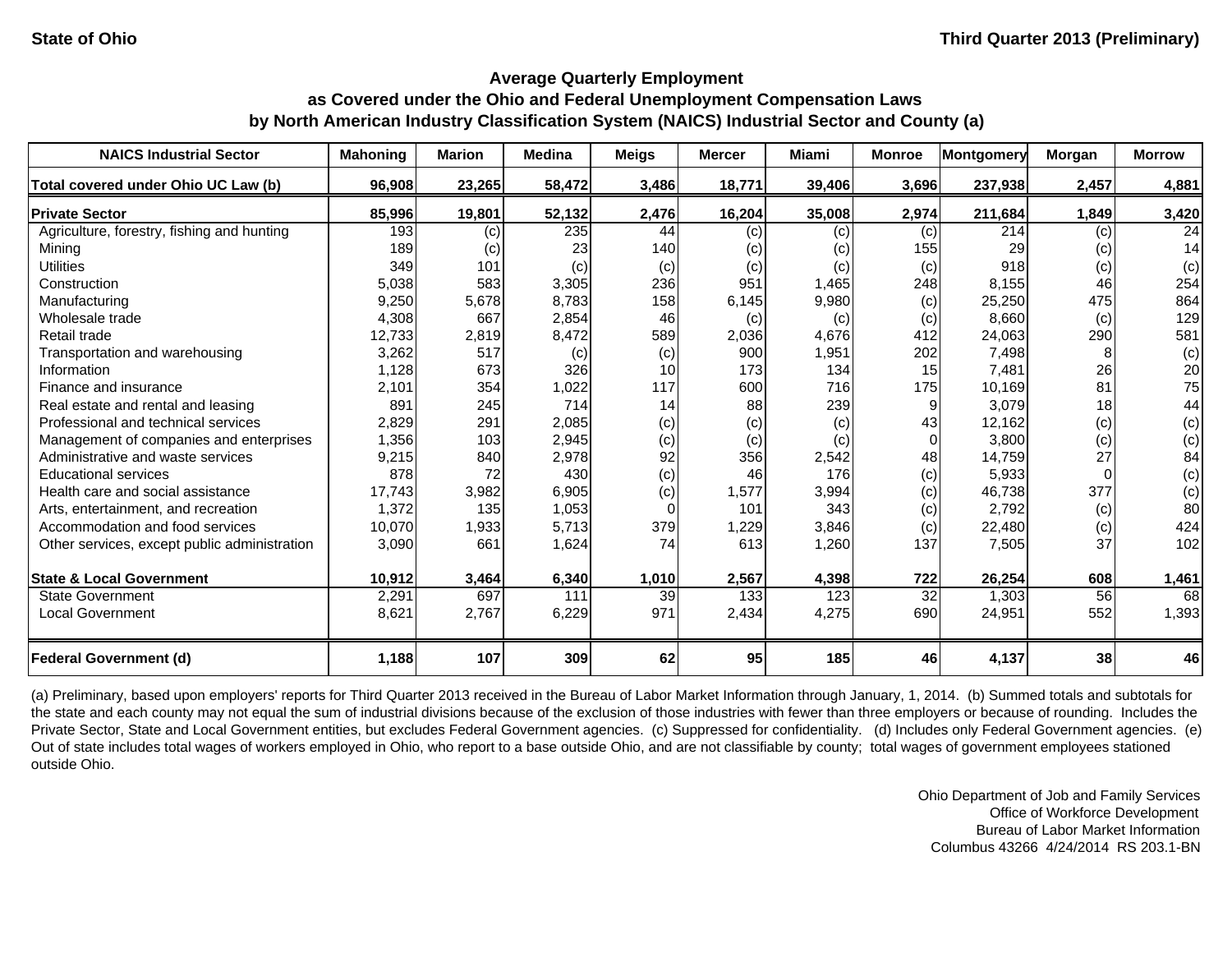State of Ohio — Third Quarter 2013 (Preliminary)

## Average Quarterly Employment
## as Covered under the Ohio and Federal Unemployment Compensation Laws
## by North American Industry Classification System (NAICS) Industrial Sector and County (a)

| NAICS Industrial Sector | Mahoning | Marion | Medina | Meigs | Mercer | Miami | Monroe | Montgomery | Morgan | Morrow |
|---|---|---|---|---|---|---|---|---|---|---|
| **Total covered under Ohio UC Law (b)** | **96,908** | **23,265** | **58,472** | **3,486** | **18,771** | **39,406** | **3,696** | **237,938** | **2,457** | **4,881** |
| **Private Sector** | **85,996** | **19,801** | **52,132** | **2,476** | **16,204** | **35,008** | **2,974** | **211,684** | **1,849** | **3,420** |
| Agriculture, forestry, fishing and hunting | 193 | (c) | 235 | 44 | (c) | (c) | (c) | 214 | (c) | 24 |
| Mining | 189 | (c) | 23 | 140 | (c) | (c) | 155 | 29 | (c) | 14 |
| Utilities | 349 | 101 | (c) | (c) | (c) | (c) | (c) | 918 | (c) | (c) |
| Construction | 5,038 | 583 | 3,305 | 236 | 951 | 1,465 | 248 | 8,155 | 46 | 254 |
| Manufacturing | 9,250 | 5,678 | 8,783 | 158 | 6,145 | 9,980 | (c) | 25,250 | 475 | 864 |
| Wholesale trade | 4,308 | 667 | 2,854 | 46 | (c) | (c) | (c) | 8,660 | (c) | 129 |
| Retail trade | 12,733 | 2,819 | 8,472 | 589 | 2,036 | 4,676 | 412 | 24,063 | 290 | 581 |
| Transportation and warehousing | 3,262 | 517 | (c) | (c) | 900 | 1,951 | 202 | 7,498 | 8 | (c) |
| Information | 1,128 | 673 | 326 | 10 | 173 | 134 | 15 | 7,481 | 26 | 20 |
| Finance and insurance | 2,101 | 354 | 1,022 | 117 | 600 | 716 | 175 | 10,169 | 81 | 75 |
| Real estate and rental and leasing | 891 | 245 | 714 | 14 | 88 | 239 | 9 | 3,079 | 18 | 44 |
| Professional and technical services | 2,829 | 291 | 2,085 | (c) | (c) | (c) | 43 | 12,162 | (c) | (c) |
| Management of companies and enterprises | 1,356 | 103 | 2,945 | (c) | (c) | (c) | 0 | 3,800 | (c) | (c) |
| Administrative and waste services | 9,215 | 840 | 2,978 | 92 | 356 | 2,542 | 48 | 14,759 | 27 | 84 |
| Educational services | 878 | 72 | 430 | (c) | 46 | 176 | (c) | 5,933 | 0 | (c) |
| Health care and social assistance | 17,743 | 3,982 | 6,905 | (c) | 1,577 | 3,994 | (c) | 46,738 | 377 | (c) |
| Arts, entertainment, and recreation | 1,372 | 135 | 1,053 | 0 | 101 | 343 | (c) | 2,792 | (c) | 80 |
| Accommodation and food services | 10,070 | 1,933 | 5,713 | 379 | 1,229 | 3,846 | (c) | 22,480 | (c) | 424 |
| Other services, except public administration | 3,090 | 661 | 1,624 | 74 | 613 | 1,260 | 137 | 7,505 | 37 | 102 |
| **State & Local Government** | **10,912** | **3,464** | **6,340** | **1,010** | **2,567** | **4,398** | **722** | **26,254** | **608** | **1,461** |
| State Government | 2,291 | 697 | 111 | 39 | 133 | 123 | 32 | 1,303 | 56 | 68 |
| Local Government | 8,621 | 2,767 | 6,229 | 971 | 2,434 | 4,275 | 690 | 24,951 | 552 | 1,393 |
| **Federal Government (d)** | **1,188** | **107** | **309** | **62** | **95** | **185** | **46** | **4,137** | **38** | **46** |

(a) Preliminary, based upon employers' reports for Third Quarter 2013 received in the Bureau of Labor Market Information through January, 1, 2014. (b) Summed totals and subtotals for the state and each county may not equal the sum of industrial divisions because of the exclusion of those industries with fewer than three employers or because of rounding. Includes the Private Sector, State and Local Government entities, but excludes Federal Government agencies. (c) Suppressed for confidentiality. (d) Includes only Federal Government agencies. (e) Out of state includes total wages of workers employed in Ohio, who report to a base outside Ohio, and are not classifiable by county; total wages of government employees stationed outside Ohio.

Ohio Department of Job and Family Services
Office of Workforce Development
Bureau of Labor Market Information
Columbus 43266 4/24/2014 RS 203.1-BN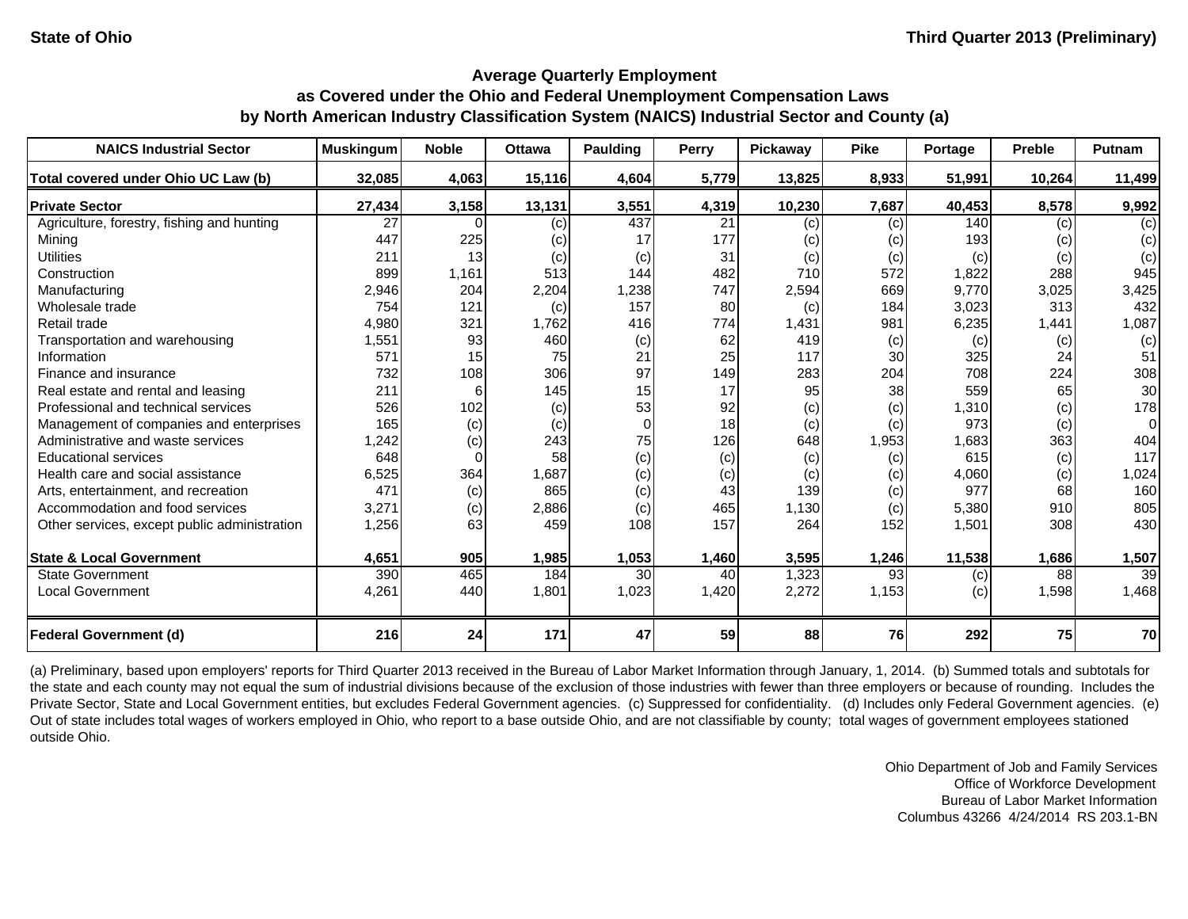State of Ohio

Third Quarter 2013 (Preliminary)

## Average Quarterly Employment
## as Covered under the Ohio and Federal Unemployment Compensation Laws
## by North American Industry Classification System (NAICS) Industrial Sector and County (a)

| NAICS Industrial Sector | Muskingum | Noble | Ottawa | Paulding | Perry | Pickaway | Pike | Portage | Preble | Putnam |
|---|---|---|---|---|---|---|---|---|---|---|
| **Total covered under Ohio UC Law (b)** | **32,085** | **4,063** | **15,116** | **4,604** | **5,779** | **13,825** | **8,933** | **51,991** | **10,264** | **11,499** |
| **Private Sector** | **27,434** | **3,158** | **13,131** | **3,551** | **4,319** | **10,230** | **7,687** | **40,453** | **8,578** | **9,992** |
| Agriculture, forestry, fishing and hunting | 27 | 0 | (c) | 437 | 21 | (c) | (c) | 140 | (c) | (c) |
| Mining | 447 | 225 | (c) | 17 | 177 | (c) | (c) | 193 | (c) | (c) |
| Utilities | 211 | 13 | (c) | (c) | 31 | (c) | (c) | (c) | (c) | (c) |
| Construction | 899 | 1,161 | 513 | 144 | 482 | 710 | 572 | 1,822 | 288 | 945 |
| Manufacturing | 2,946 | 204 | 2,204 | 1,238 | 747 | 2,594 | 669 | 9,770 | 3,025 | 3,425 |
| Wholesale trade | 754 | 121 | (c) | 157 | 80 | (c) | 184 | 3,023 | 313 | 432 |
| Retail trade | 4,980 | 321 | 1,762 | 416 | 774 | 1,431 | 981 | 6,235 | 1,441 | 1,087 |
| Transportation and warehousing | 1,551 | 93 | 460 | (c) | 62 | 419 | (c) | (c) | (c) | (c) |
| Information | 571 | 15 | 75 | 21 | 25 | 117 | 30 | 325 | 24 | 51 |
| Finance and insurance | 732 | 108 | 306 | 97 | 149 | 283 | 204 | 708 | 224 | 308 |
| Real estate and rental and leasing | 211 | 6 | 145 | 15 | 17 | 95 | 38 | 559 | 65 | 30 |
| Professional and technical services | 526 | 102 | (c) | 53 | 92 | (c) | (c) | 1,310 | (c) | 178 |
| Management of companies and enterprises | 165 | (c) | (c) | 0 | 18 | (c) | (c) | 973 | (c) | 0 |
| Administrative and waste services | 1,242 | (c) | 243 | 75 | 126 | 648 | 1,953 | 1,683 | 363 | 404 |
| Educational services | 648 | 0 | 58 | (c) | (c) | (c) | (c) | 615 | (c) | 117 |
| Health care and social assistance | 6,525 | 364 | 1,687 | (c) | (c) | (c) | (c) | 4,060 | (c) | 1,024 |
| Arts, entertainment, and recreation | 471 | (c) | 865 | (c) | 43 | 139 | (c) | 977 | 68 | 160 |
| Accommodation and food services | 3,271 | (c) | 2,886 | (c) | 465 | 1,130 | (c) | 5,380 | 910 | 805 |
| Other services, except public administration | 1,256 | 63 | 459 | 108 | 157 | 264 | 152 | 1,501 | 308 | 430 |
| **State & Local Government** | **4,651** | **905** | **1,985** | **1,053** | **1,460** | **3,595** | **1,246** | **11,538** | **1,686** | **1,507** |
| State Government | 390 | 465 | 184 | 30 | 40 | 1,323 | 93 | (c) | 88 | 39 |
| Local Government | 4,261 | 440 | 1,801 | 1,023 | 1,420 | 2,272 | 1,153 | (c) | 1,598 | 1,468 |
| **Federal Government (d)** | **216** | **24** | **171** | **47** | **59** | **88** | **76** | **292** | **75** | **70** |

(a) Preliminary, based upon employers' reports for Third Quarter 2013 received in the Bureau of Labor Market Information through January, 1, 2014. (b) Summed totals and subtotals for the state and each county may not equal the sum of industrial divisions because of the exclusion of those industries with fewer than three employers or because of rounding. Includes the Private Sector, State and Local Government entities, but excludes Federal Government agencies. (c) Suppressed for confidentiality. (d) Includes only Federal Government agencies. (e) Out of state includes total wages of workers employed in Ohio, who report to a base outside Ohio, and are not classifiable by county; total wages of government employees stationed outside Ohio.

Ohio Department of Job and Family Services
Office of Workforce Development
Bureau of Labor Market Information
Columbus 43266 4/24/2014 RS 203.1-BN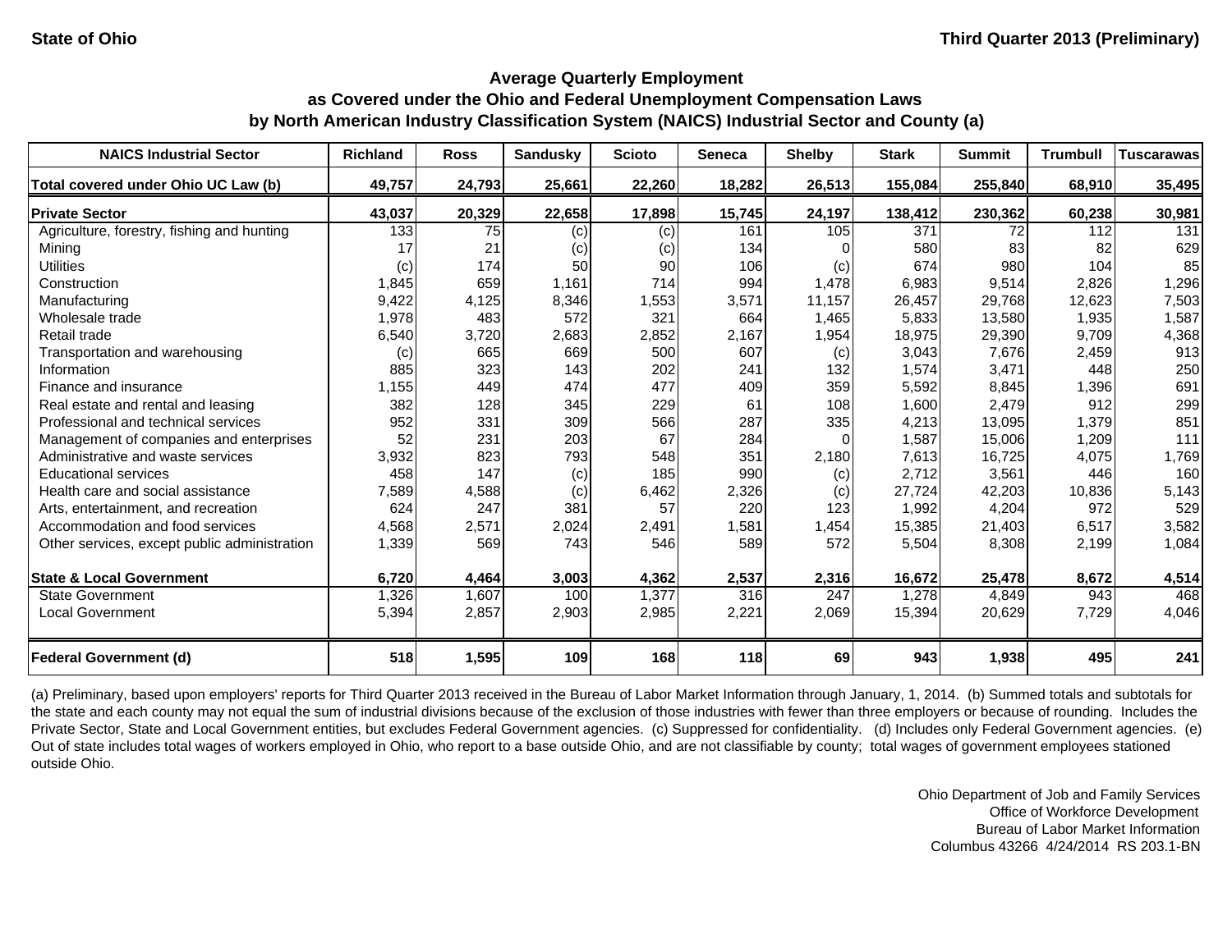State of Ohio

Third Quarter 2013 (Preliminary)

## Average Quarterly Employment
## as Covered under the Ohio and Federal Unemployment Compensation Laws
## by North American Industry Classification System (NAICS) Industrial Sector and County (a)

| NAICS Industrial Sector | Richland | Ross | Sandusky | Scioto | Seneca | Shelby | Stark | Summit | Trumbull | Tuscarawas |
|---|---|---|---|---|---|---|---|---|---|---|
| **Total covered under Ohio UC Law (b)** | **49,757** | **24,793** | **25,661** | **22,260** | **18,282** | **26,513** | **155,084** | **255,840** | **68,910** | **35,495** |
| **Private Sector** | **43,037** | **20,329** | **22,658** | **17,898** | **15,745** | **24,197** | **138,412** | **230,362** | **60,238** | **30,981** |
| Agriculture, forestry, fishing and hunting | 133 | 75 | (c) | (c) | 161 | 105 | 371 | 72 | 112 | 131 |
| Mining | 17 | 21 | (c) | (c) | 134 | 0 | 580 | 83 | 82 | 629 |
| Utilities | (c) | 174 | 50 | 90 | 106 | (c) | 674 | 980 | 104 | 85 |
| Construction | 1,845 | 659 | 1,161 | 714 | 994 | 1,478 | 6,983 | 9,514 | 2,826 | 1,296 |
| Manufacturing | 9,422 | 4,125 | 8,346 | 1,553 | 3,571 | 11,157 | 26,457 | 29,768 | 12,623 | 7,503 |
| Wholesale trade | 1,978 | 483 | 572 | 321 | 664 | 1,465 | 5,833 | 13,580 | 1,935 | 1,587 |
| Retail trade | 6,540 | 3,720 | 2,683 | 2,852 | 2,167 | 1,954 | 18,975 | 29,390 | 9,709 | 4,368 |
| Transportation and warehousing | (c) | 665 | 669 | 500 | 607 | (c) | 3,043 | 7,676 | 2,459 | 913 |
| Information | 885 | 323 | 143 | 202 | 241 | 132 | 1,574 | 3,471 | 448 | 250 |
| Finance and insurance | 1,155 | 449 | 474 | 477 | 409 | 359 | 5,592 | 8,845 | 1,396 | 691 |
| Real estate and rental and leasing | 382 | 128 | 345 | 229 | 61 | 108 | 1,600 | 2,479 | 912 | 299 |
| Professional and technical services | 952 | 331 | 309 | 566 | 287 | 335 | 4,213 | 13,095 | 1,379 | 851 |
| Management of companies and enterprises | 52 | 231 | 203 | 67 | 284 | 0 | 1,587 | 15,006 | 1,209 | 111 |
| Administrative and waste services | 3,932 | 823 | 793 | 548 | 351 | 2,180 | 7,613 | 16,725 | 4,075 | 1,769 |
| Educational services | 458 | 147 | (c) | 185 | 990 | (c) | 2,712 | 3,561 | 446 | 160 |
| Health care and social assistance | 7,589 | 4,588 | (c) | 6,462 | 2,326 | (c) | 27,724 | 42,203 | 10,836 | 5,143 |
| Arts, entertainment, and recreation | 624 | 247 | 381 | 57 | 220 | 123 | 1,992 | 4,204 | 972 | 529 |
| Accommodation and food services | 4,568 | 2,571 | 2,024 | 2,491 | 1,581 | 1,454 | 15,385 | 21,403 | 6,517 | 3,582 |
| Other services, except public administration | 1,339 | 569 | 743 | 546 | 589 | 572 | 5,504 | 8,308 | 2,199 | 1,084 |
| **State & Local Government** | **6,720** | **4,464** | **3,003** | **4,362** | **2,537** | **2,316** | **16,672** | **25,478** | **8,672** | **4,514** |
| State Government | 1,326 | 1,607 | 100 | 1,377 | 316 | 247 | 1,278 | 4,849 | 943 | 468 |
| Local Government | 5,394 | 2,857 | 2,903 | 2,985 | 2,221 | 2,069 | 15,394 | 20,629 | 7,729 | 4,046 |
| **Federal Government (d)** | **518** | **1,595** | **109** | **168** | **118** | **69** | **943** | **1,938** | **495** | **241** |

(a) Preliminary, based upon employers' reports for Third Quarter 2013 received in the Bureau of Labor Market Information through January, 1, 2014. (b) Summed totals and subtotals for the state and each county may not equal the sum of industrial divisions because of the exclusion of those industries with fewer than three employers or because of rounding. Includes the Private Sector, State and Local Government entities, but excludes Federal Government agencies. (c) Suppressed for confidentiality. (d) Includes only Federal Government agencies. (e) Out of state includes total wages of workers employed in Ohio, who report to a base outside Ohio, and are not classifiable by county; total wages of government employees stationed outside Ohio.

Ohio Department of Job and Family Services
Office of Workforce Development
Bureau of Labor Market Information
Columbus 43266 4/24/2014 RS 203.1-BN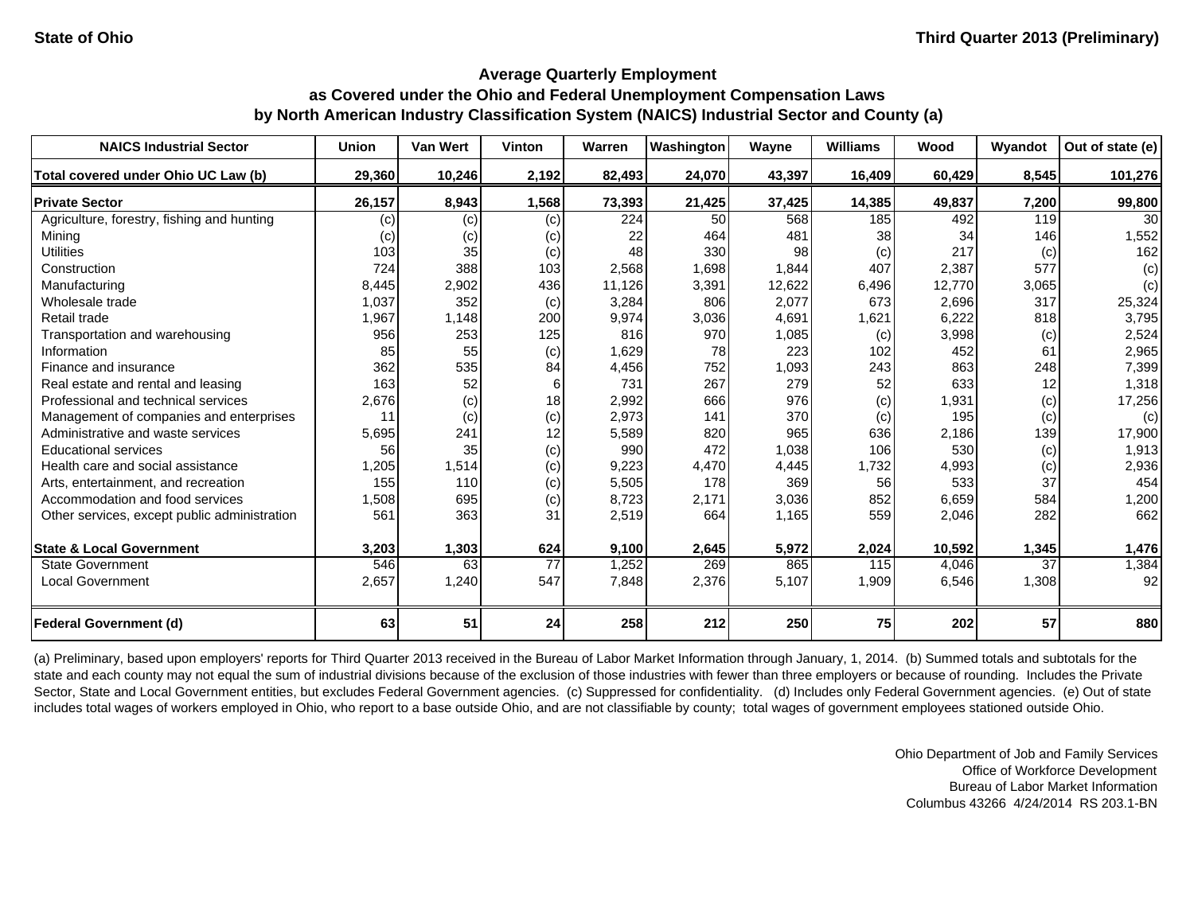**Average Quarterly Employment as Covered under the Ohio and Federal Unemployment Compensation Laws by North American Industry Classification System (NAICS) Industrial Sector and County (a)**

| NAICS Industrial Sector | Union | Van Wert | Vinton | Warren | Washington | Wayne | Williams | Wood | Wyandot | Out of state (e) |
|---|---|---|---|---|---|---|---|---|---|---|
| **Total covered under Ohio UC Law (b)** | **29,360** | **10,246** | **2,192** | **82,493** | **24,070** | **43,397** | **16,409** | **60,429** | **8,545** | **101,276** |
| **Private Sector** | **26,157** | **8,943** | **1,568** | **73,393** | **21,425** | **37,425** | **14,385** | **49,837** | **7,200** | **99,800** |
| Agriculture, forestry, fishing and hunting | (c) | (c) | (c) | 224 | 50 | 568 | 185 | 492 | 119 | 30 |
| Mining | (c) | (c) | (c) | 22 | 464 | 481 | 38 | 34 | 146 | 1,552 |
| Utilities | 103 | 35 | (c) | 48 | 330 | 98 | (c) | 217 | (c) | 162 |
| Construction | 724 | 388 | 103 | 2,568 | 1,698 | 1,844 | 407 | 2,387 | 577 | (c) |
| Manufacturing | 8,445 | 2,902 | 436 | 11,126 | 3,391 | 12,622 | 6,496 | 12,770 | 3,065 | (c) |
| Wholesale trade | 1,037 | 352 | (c) | 3,284 | 806 | 2,077 | 673 | 2,696 | 317 | 25,324 |
| Retail trade | 1,967 | 1,148 | 200 | 9,974 | 3,036 | 4,691 | 1,621 | 6,222 | 818 | 3,795 |
| Transportation and warehousing | 956 | 253 | 125 | 816 | 970 | 1,085 | (c) | 3,998 | (c) | 2,524 |
| Information | 85 | 55 | (c) | 1,629 | 78 | 223 | 102 | 452 | 61 | 2,965 |
| Finance and insurance | 362 | 535 | 84 | 4,456 | 752 | 1,093 | 243 | 863 | 248 | 7,399 |
| Real estate and rental and leasing | 163 | 52 | 6 | 731 | 267 | 279 | 52 | 633 | 12 | 1,318 |
| Professional and technical services | 2,676 | (c) | 18 | 2,992 | 666 | 976 | (c) | 1,931 | (c) | 17,256 |
| Management of companies and enterprises | 11 | (c) | (c) | 2,973 | 141 | 370 | (c) | 195 | (c) | (c) |
| Administrative and waste services | 5,695 | 241 | 12 | 5,589 | 820 | 965 | 636 | 2,186 | 139 | 17,900 |
| Educational services | 56 | 35 | (c) | 990 | 472 | 1,038 | 106 | 530 | (c) | 1,913 |
| Health care and social assistance | 1,205 | 1,514 | (c) | 9,223 | 4,470 | 4,445 | 1,732 | 4,993 | (c) | 2,936 |
| Arts, entertainment, and recreation | 155 | 110 | (c) | 5,505 | 178 | 369 | 56 | 533 | 37 | 454 |
| Accommodation and food services | 1,508 | 695 | (c) | 8,723 | 2,171 | 3,036 | 852 | 6,659 | 584 | 1,200 |
| Other services, except public administration | 561 | 363 | 31 | 2,519 | 664 | 1,165 | 559 | 2,046 | 282 | 662 |
| **State & Local Government** | **3,203** | **1,303** | **624** | **9,100** | **2,645** | **5,972** | **2,024** | **10,592** | **1,345** | **1,476** |
| State Government | 546 | 63 | 77 | 1,252 | 269 | 865 | 115 | 4,046 | 37 | 1,384 |
| Local Government | 2,657 | 1,240 | 547 | 7,848 | 2,376 | 5,107 | 1,909 | 6,546 | 1,308 | 92 |
| **Federal Government (d)** | **63** | **51** | **24** | **258** | **212** | **250** | **75** | **202** | **57** | **880** |

(a) Preliminary, based upon employers' reports for Third Quarter 2013 received in the Bureau of Labor Market Information through January, 1, 2014. (b) Summed totals and subtotals for the state and each county may not equal the sum of industrial divisions because of the exclusion of those industries with fewer than three employers or because of rounding. Includes the Private Sector, State and Local Government entities, but excludes Federal Government agencies. (c) Suppressed for confidentiality. (d) Includes only Federal Government agencies. (e) Out of state includes total wages of workers employed in Ohio, who report to a base outside Ohio, and are not classifiable by county; total wages of government employees stationed outside Ohio.

Ohio Department of Job and Family Services
Office of Workforce Development
Bureau of Labor Market Information
Columbus 43266 4/24/2014 RS 203.1-BN